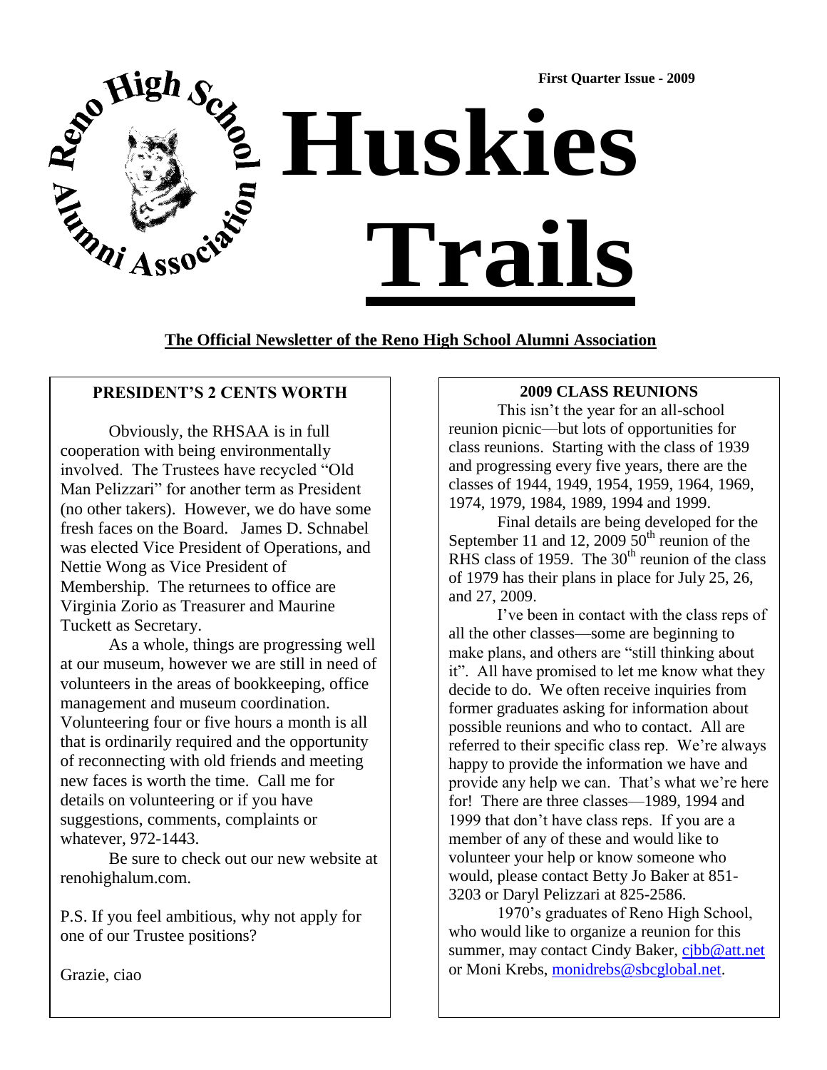**First Quarter Issue - 2009**

Reno High School Alumni Association

# Huskies Trails

**The Official Newsletter of the Reno High School Alumni Association**

## PRESIDENT'S 2 CENTS WORTH

Obviously, the RHSAA is in full cooperation with being environmentally involved. The Trustees have recycled "Old Man Pelizzari" for another term as President (no other takers). However, we do have some fresh faces on the Board. James D. Schnabel was elected Vice President of Operations, and Nettie Wong as Vice President of Membership. The returnees to office are Virginia Zorio as Treasurer and Maurine Tuckett as Secretary.

As a whole, things are progressing well at our museum, however we are still in need of volunteers in the areas of bookkeeping, office management and museum coordination. Volunteering four or five hours a month is all that is ordinarily required and the opportunity of reconnecting with old friends and meeting new faces is worth the time. Call me for details on volunteering or if you have suggestions, comments, complaints or whatever, 972-1443.

Be sure to check out our new website at renohighalum.com.

P.S. If you feel ambitious, why not apply for one of our Trustee positions?

Grazie, ciao

## 2009 CLASS REUNIONS

This isn't the year for an all-school reunion picnic—but lots of opportunities for class reunions. Starting with the class of 1939 and progressing every five years, there are the classes of 1944, 1949, 1954, 1959, 1964, 1969, 1974, 1979, 1984, 1989, 1994 and 1999.

Final details are being developed for the September 11 and 12, 2009 50th reunion of the RHS class of 1959. The 30th reunion of the class of 1979 has their plans in place for July 25, 26, and 27, 2009.

I've been in contact with the class reps of all the other classes—some are beginning to make plans, and others are "still thinking about it". All have promised to let me know what they decide to do. We often receive inquiries from former graduates asking for information about possible reunions and who to contact. All are referred to their specific class rep. We're always happy to provide the information we have and provide any help we can. That's what we're here for! There are three classes—1989, 1994 and 1999 that don't have class reps. If you are a member of any of these and would like to volunteer your help or know someone who would, please contact Betty Jo Baker at 851-3203 or Daryl Pelizzari at 825-2586.

1970's graduates of Reno High School, who would like to organize a reunion for this summer, may contact Cindy Baker, cjbb@att.net or Moni Krebs, monidrebs@sbcglobal.net.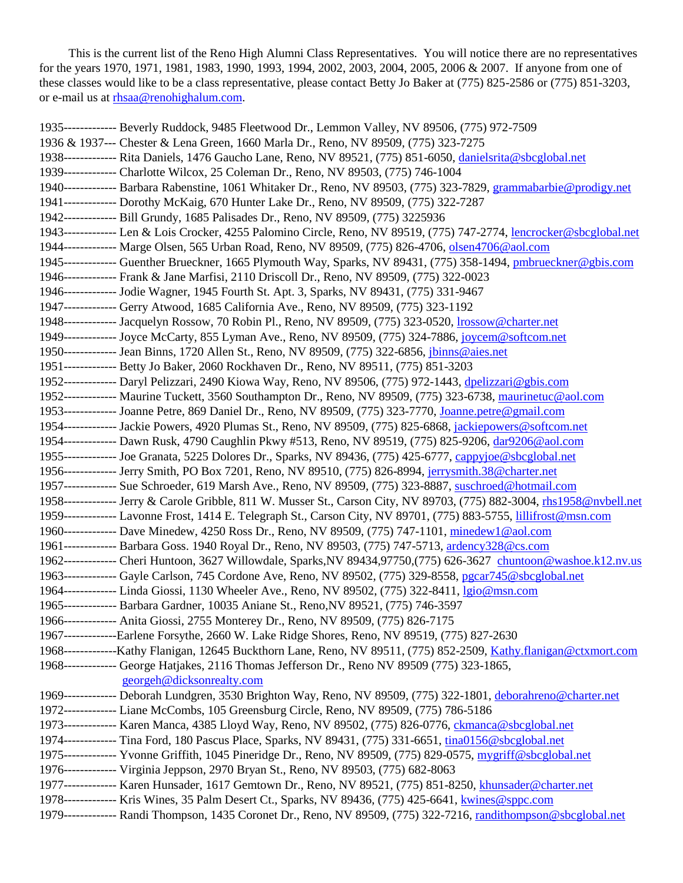This is the current list of the Reno High Alumni Class Representatives. You will notice there are no representatives for the years 1970, 1971, 1981, 1983, 1990, 1993, 1994, 2002, 2003, 2004, 2005, 2006 & 2007. If anyone from one of these classes would like to be a class representative, please contact Betty Jo Baker at (775) 825-2586 or (775) 851-3203, or e-mail us at rhsaa@renohighalum.com.

1935------------- Beverly Ruddock, 9485 Fleetwood Dr., Lemmon Valley, NV 89506, (775) 972-7509
1936 & 1937--- Chester & Lena Green, 1660 Marla Dr., Reno, NV 89509, (775) 323-7275
1938------------- Rita Daniels, 1476 Gaucho Lane, Reno, NV 89521, (775) 851-6050, danielsrita@sbcglobal.net
1939------------- Charlotte Wilcox, 25 Coleman Dr., Reno, NV 89503, (775) 746-1004
1940------------- Barbara Rabenstine, 1061 Whitaker Dr., Reno, NV 89503, (775) 323-7829, grammabarbie@prodigy.net
1941------------- Dorothy McKaig, 670 Hunter Lake Dr., Reno, NV 89509, (775) 322-7287
1942------------- Bill Grundy, 1685 Palisades Dr., Reno, NV 89509, (775) 3225936
1943------------- Len & Lois Crocker, 4255 Palomino Circle, Reno, NV 89519, (775) 747-2774, lencrocker@sbcglobal.net
1944------------- Marge Olsen, 565 Urban Road, Reno, NV 89509, (775) 826-4706, olsen4706@aol.com
1945------------- Guenther Brueckner, 1665 Plymouth Way, Sparks, NV 89431, (775) 358-1494, pmbrueckner@gbis.com
1946------------- Frank & Jane Marfisi, 2110 Driscoll Dr., Reno, NV 89509, (775) 322-0023
1946------------- Jodie Wagner, 1945 Fourth St. Apt. 3, Sparks, NV 89431, (775) 331-9467
1947------------- Gerry Atwood, 1685 California Ave., Reno, NV 89509, (775) 323-1192
1948------------- Jacquelyn Rossow, 70 Robin Pl., Reno, NV 89509, (775) 323-0520, lrossow@charter.net
1949------------- Joyce McCarty, 855 Lyman Ave., Reno, NV 89509, (775) 324-7886, joycem@softcom.net
1950------------- Jean Binns, 1720 Allen St., Reno, NV 89509, (775) 322-6856, jbinns@aies.net
1951------------- Betty Jo Baker, 2060 Rockhaven Dr., Reno, NV 89511, (775) 851-3203
1952------------- Daryl Pelizzari, 2490 Kiowa Way, Reno, NV 89506, (775) 972-1443, dpelizzari@gbis.com
1952------------- Maurine Tuckett, 3560 Southampton Dr., Reno, NV 89509, (775) 323-6738, maurinetuc@aol.com
1953------------- Joanne Petre, 869 Daniel Dr., Reno, NV 89509, (775) 323-7770, Joanne.petre@gmail.com
1954------------- Jackie Powers, 4920 Plumas St., Reno, NV 89509, (775) 825-6868, jackiepowers@softcom.net
1954------------- Dawn Rusk, 4790 Caughlin Pkwy #513, Reno, NV 89519, (775) 825-9206, dar9206@aol.com
1955------------- Joe Granata, 5225 Dolores Dr., Sparks, NV 89436, (775) 425-6777, cappyjoe@sbcglobal.net
1956------------- Jerry Smith, PO Box 7201, Reno, NV 89510, (775) 826-8994, jerrysmith.38@charter.net
1957------------- Sue Schroeder, 619 Marsh Ave., Reno, NV 89509, (775) 323-8887, suschroed@hotmail.com
1958------------- Jerry & Carole Gribble, 811 W. Musser St., Carson City, NV 89703, (775) 882-3004, rhs1958@nvbell.net
1959------------- Lavonne Frost, 1414 E. Telegraph St., Carson City, NV 89701, (775) 883-5755, lillifrost@msn.com
1960------------- Dave Minedew, 4250 Ross Dr., Reno, NV 89509, (775) 747-1101, minedew1@aol.com
1961------------- Barbara Goss. 1940 Royal Dr., Reno, NV 89503, (775) 747-5713, ardency328@cs.com
1962------------- Cheri Huntoon, 3627 Willowdale, Sparks,NV 89434,97750,(775) 626-3627 chuntoon@washoe.k12.nv.us
1963------------- Gayle Carlson, 745 Cordone Ave, Reno, NV 89502, (775) 329-8558, pgcar745@sbcglobal.net
1964------------- Linda Giossi, 1130 Wheeler Ave., Reno, NV 89502, (775) 322-8411, lgio@msn.com
1965------------- Barbara Gardner, 10035 Aniane St., Reno,NV 89521, (775) 746-3597
1966------------- Anita Giossi, 2755 Monterey Dr., Reno, NV 89509, (775) 826-7175
1967-------------Earlene Forsythe, 2660 W. Lake Ridge Shores, Reno, NV 89519, (775) 827-2630
1968-------------Kathy Flanigan, 12645 Buckthorn Lane, Reno, NV 89511, (775) 852-2509, Kathy.flanigan@ctxmort.com
1968------------- George Hatjakes, 2116 Thomas Jefferson Dr., Reno NV 89509 (775) 323-1865, georgeh@dicksonrealty.com
1969------------- Deborah Lundgren, 3530 Brighton Way, Reno, NV 89509, (775) 322-1801, deborahreno@charter.net
1972------------- Liane McCombs, 105 Greensburg Circle, Reno, NV 89509, (775) 786-5186
1973------------- Karen Manca, 4385 Lloyd Way, Reno, NV 89502, (775) 826-0776, ckmanca@sbcglobal.net
1974------------- Tina Ford, 180 Pascus Place, Sparks, NV 89431, (775) 331-6651, tina0156@sbcglobal.net
1975------------- Yvonne Griffith, 1045 Pineridge Dr., Reno, NV 89509, (775) 829-0575, mygriff@sbcglobal.net
1976------------- Virginia Jeppson, 2970 Bryan St., Reno, NV 89503, (775) 682-8063
1977------------- Karen Hunsader, 1617 Gemtown Dr., Reno, NV 89521, (775) 851-8250, khunsader@charter.net
1978------------- Kris Wines, 35 Palm Desert Ct., Sparks, NV 89436, (775) 425-6641, kwines@sppc.com
1979------------- Randi Thompson, 1435 Coronet Dr., Reno, NV 89509, (775) 322-7216, randithompson@sbcglobal.net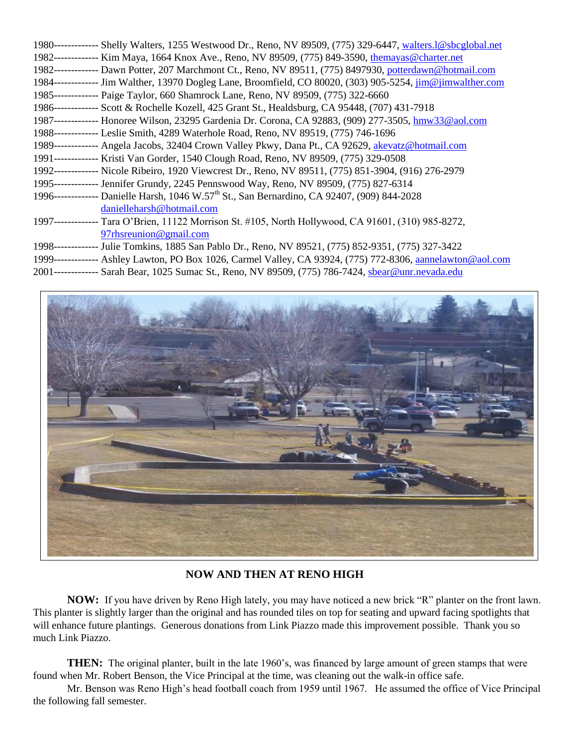1980------------- Shelly Walters, 1255 Westwood Dr., Reno, NV 89509, (775) 329-6447, walters.l@sbcglobal.net
1982------------- Kim Maya, 1664 Knox Ave., Reno, NV 89509, (775) 849-3590, themayas@charter.net
1982------------- Dawn Potter, 207 Marchmont Ct., Reno, NV 89511, (775) 8497930, potterdawn@hotmail.com
1984------------- Jim Walther, 13970 Dogleg Lane, Broomfield, CO 80020, (303) 905-5254, jim@jimwalther.com
1985------------- Paige Taylor, 660 Shamrock Lane, Reno, NV 89509, (775) 322-6660
1986------------- Scott & Rochelle Kozell, 425 Grant St., Healdsburg, CA 95448, (707) 431-7918
1987------------- Honoree Wilson, 23295 Gardenia Dr. Corona, CA 92883, (909) 277-3505, hmw33@aol.com
1988------------- Leslie Smith, 4289 Waterhole Road, Reno, NV 89519, (775) 746-1696
1989------------- Angela Jacobs, 32404 Crown Valley Pkwy, Dana Pt., CA 92629, akevatz@hotmail.com
1991------------- Kristi Van Gorder, 1540 Clough Road, Reno, NV 89509, (775) 329-0508
1992------------- Nicole Ribeiro, 1920 Viewcrest Dr., Reno, NV 89511, (775) 851-3904, (916) 276-2979
1995------------- Jennifer Grundy, 2245 Pennswood Way, Reno, NV 89509, (775) 827-6314
1996------------- Danielle Harsh, 1046 W.57th St., San Bernardino, CA 92407, (909) 844-2028 danielleharsh@hotmail.com
1997------------- Tara O'Brien, 11122 Morrison St. #105, North Hollywood, CA 91601, (310) 985-8272, 97rhsreunion@gmail.com
1998------------- Julie Tomkins, 1885 San Pablo Dr., Reno, NV 89521, (775) 852-9351, (775) 327-3422
1999------------- Ashley Lawton, PO Box 1026, Carmel Valley, CA 93924, (775) 772-8306, aannelawton@aol.com
2001------------- Sarah Bear, 1025 Sumac St., Reno, NV 89509, (775) 786-7424, sbear@unr.nevada.edu

## NOW AND THEN AT RENO HIGH

**NOW:** If you have driven by Reno High lately, you may have noticed a new brick "R" planter on the front lawn. This planter is slightly larger than the original and has rounded tiles on top for seating and upward facing spotlights that will enhance future plantings. Generous donations from Link Piazzo made this improvement possible. Thank you so much Link Piazzo.

**THEN:** The original planter, built in the late 1960's, was financed by large amount of green stamps that were found when Mr. Robert Benson, the Vice Principal at the time, was cleaning out the walk-in office safe.

Mr. Benson was Reno High's head football coach from 1959 until 1967. He assumed the office of Vice Principal the following fall semester.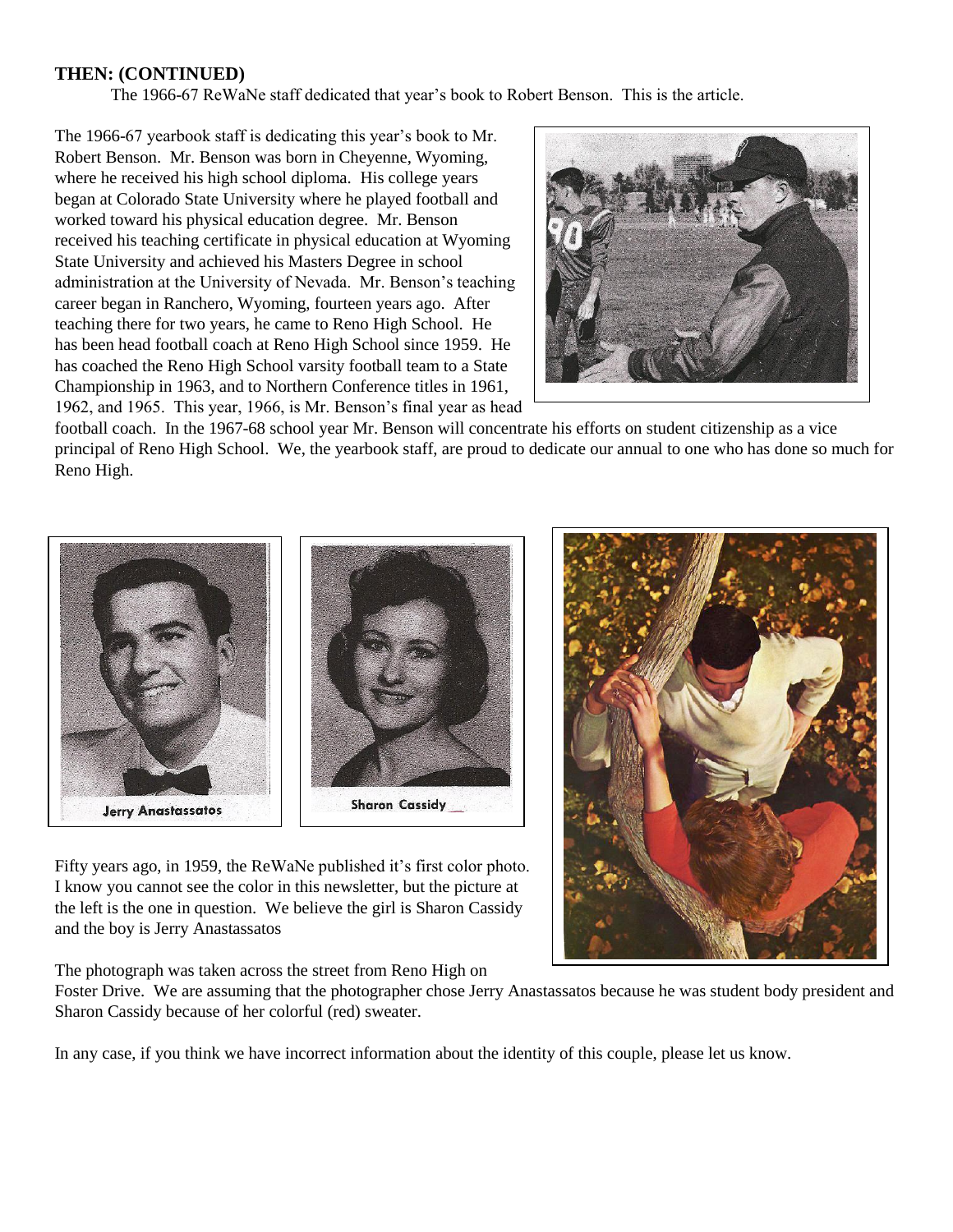**THEN: (CONTINUED)**

The 1966-67 ReWaNe staff dedicated that year's book to Robert Benson. This is the article.

The 1966-67 yearbook staff is dedicating this year's book to Mr. Robert Benson. Mr. Benson was born in Cheyenne, Wyoming, where he received his high school diploma. His college years began at Colorado State University where he played football and worked toward his physical education degree. Mr. Benson received his teaching certificate in physical education at Wyoming State University and achieved his Masters Degree in school administration at the University of Nevada. Mr. Benson's teaching career began in Ranchero, Wyoming, fourteen years ago. After teaching there for two years, he came to Reno High School. He has been head football coach at Reno High School since 1959. He has coached the Reno High School varsity football team to a State Championship in 1963, and to Northern Conference titles in 1961, 1962, and 1965. This year, 1966, is Mr. Benson's final year as head football coach. In the 1967-68 school year Mr. Benson will concentrate his efforts on student citizenship as a vice principal of Reno High School. We, the yearbook staff, are proud to dedicate our annual to one who has done so much for Reno High.

Jerry Anastassatos

Sharon Cassidy

Fifty years ago, in 1959, the ReWaNe published it's first color photo. I know you cannot see the color in this newsletter, but the picture at the left is the one in question. We believe the girl is Sharon Cassidy and the boy is Jerry Anastassatos

The photograph was taken across the street from Reno High on Foster Drive. We are assuming that the photographer chose Jerry Anastassatos because he was student body president and Sharon Cassidy because of her colorful (red) sweater.

In any case, if you think we have incorrect information about the identity of this couple, please let us know.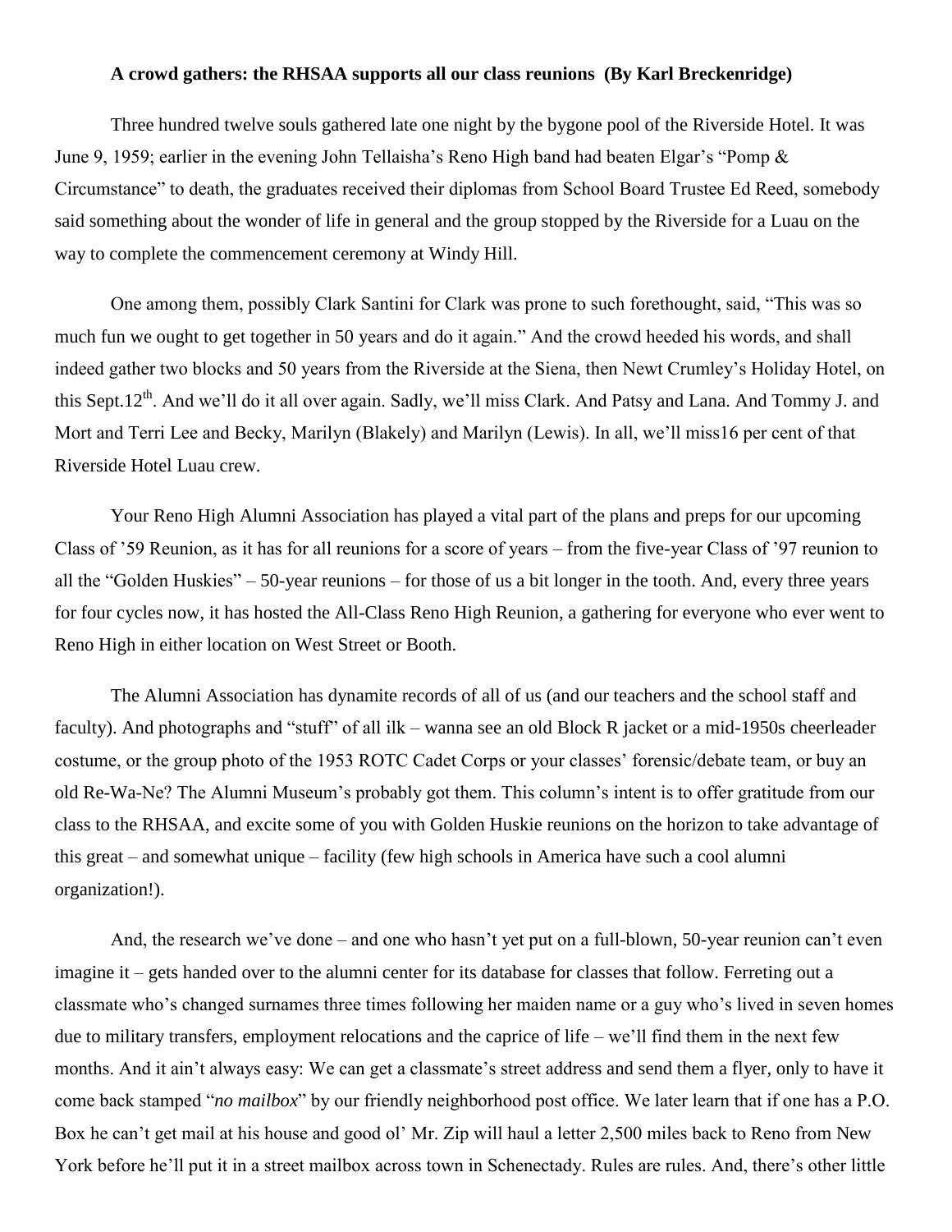**A crowd gathers: the RHSAA supports all our class reunions (By Karl Breckenridge)**

Three hundred twelve souls gathered late one night by the bygone pool of the Riverside Hotel. It was June 9, 1959; earlier in the evening John Tellaisha's Reno High band had beaten Elgar's "Pomp & Circumstance" to death, the graduates received their diplomas from School Board Trustee Ed Reed, somebody said something about the wonder of life in general and the group stopped by the Riverside for a Luau on the way to complete the commencement ceremony at Windy Hill.

One among them, possibly Clark Santini for Clark was prone to such forethought, said, "This was so much fun we ought to get together in 50 years and do it again." And the crowd heeded his words, and shall indeed gather two blocks and 50 years from the Riverside at the Siena, then Newt Crumley's Holiday Hotel, on this Sept.12th. And we'll do it all over again. Sadly, we'll miss Clark. And Patsy and Lana. And Tommy J. and Mort and Terri Lee and Becky, Marilyn (Blakely) and Marilyn (Lewis). In all, we'll miss16 per cent of that Riverside Hotel Luau crew.

Your Reno High Alumni Association has played a vital part of the plans and preps for our upcoming Class of '59 Reunion, as it has for all reunions for a score of years – from the five-year Class of '97 reunion to all the "Golden Huskies" – 50-year reunions – for those of us a bit longer in the tooth. And, every three years for four cycles now, it has hosted the All-Class Reno High Reunion, a gathering for everyone who ever went to Reno High in either location on West Street or Booth.

The Alumni Association has dynamite records of all of us (and our teachers and the school staff and faculty). And photographs and "stuff" of all ilk – wanna see an old Block R jacket or a mid-1950s cheerleader costume, or the group photo of the 1953 ROTC Cadet Corps or your classes' forensic/debate team, or buy an old Re-Wa-Ne? The Alumni Museum's probably got them. This column's intent is to offer gratitude from our class to the RHSAA, and excite some of you with Golden Huskie reunions on the horizon to take advantage of this great – and somewhat unique – facility (few high schools in America have such a cool alumni organization!).

And, the research we've done – and one who hasn't yet put on a full-blown, 50-year reunion can't even imagine it – gets handed over to the alumni center for its database for classes that follow. Ferreting out a classmate who's changed surnames three times following her maiden name or a guy who's lived in seven homes due to military transfers, employment relocations and the caprice of life – we'll find them in the next few months. And it ain't always easy: We can get a classmate's street address and send them a flyer, only to have it come back stamped "*no mailbox*" by our friendly neighborhood post office. We later learn that if one has a P.O. Box he can't get mail at his house and good ol' Mr. Zip will haul a letter 2,500 miles back to Reno from New York before he'll put it in a street mailbox across town in Schenectady. Rules are rules. And, there's other little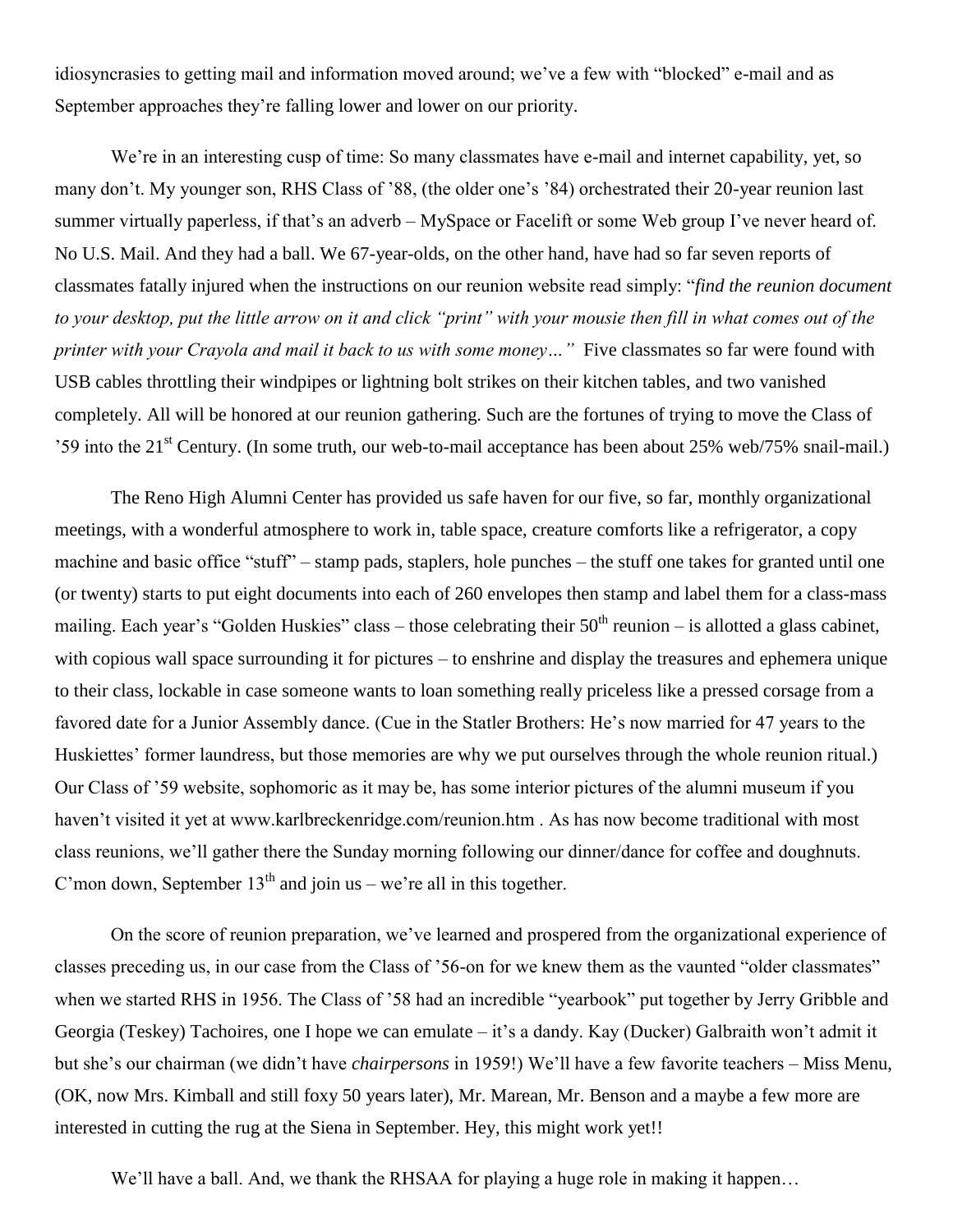idiosyncrasies to getting mail and information moved around; we've a few with "blocked" e-mail and as September approaches they're falling lower and lower on our priority.

We're in an interesting cusp of time: So many classmates have e-mail and internet capability, yet, so many don't. My younger son, RHS Class of '88, (the older one's '84) orchestrated their 20-year reunion last summer virtually paperless, if that's an adverb – MySpace or Facelift or some Web group I've never heard of. No U.S. Mail. And they had a ball. We 67-year-olds, on the other hand, have had so far seven reports of classmates fatally injured when the instructions on our reunion website read simply: "*find the reunion document to your desktop, put the little arrow on it and click "print" with your mousie then fill in what comes out of the printer with your Crayola and mail it back to us with some money…"* Five classmates so far were found with USB cables throttling their windpipes or lightning bolt strikes on their kitchen tables, and two vanished completely. All will be honored at our reunion gathering. Such are the fortunes of trying to move the Class of '59 into the 21st Century. (In some truth, our web-to-mail acceptance has been about 25% web/75% snail-mail.)

The Reno High Alumni Center has provided us safe haven for our five, so far, monthly organizational meetings, with a wonderful atmosphere to work in, table space, creature comforts like a refrigerator, a copy machine and basic office "stuff" – stamp pads, staplers, hole punches – the stuff one takes for granted until one (or twenty) starts to put eight documents into each of 260 envelopes then stamp and label them for a class-mass mailing. Each year's "Golden Huskies" class – those celebrating their 50th reunion – is allotted a glass cabinet, with copious wall space surrounding it for pictures – to enshrine and display the treasures and ephemera unique to their class, lockable in case someone wants to loan something really priceless like a pressed corsage from a favored date for a Junior Assembly dance. (Cue in the Statler Brothers: He's now married for 47 years to the Huskiettes' former laundress, but those memories are why we put ourselves through the whole reunion ritual.) Our Class of '59 website, sophomoric as it may be, has some interior pictures of the alumni museum if you haven't visited it yet at www.karlbreckenridge.com/reunion.htm . As has now become traditional with most class reunions, we'll gather there the Sunday morning following our dinner/dance for coffee and doughnuts. C'mon down, September 13th and join us – we're all in this together.

On the score of reunion preparation, we've learned and prospered from the organizational experience of classes preceding us, in our case from the Class of '56-on for we knew them as the vaunted "older classmates" when we started RHS in 1956. The Class of '58 had an incredible "yearbook" put together by Jerry Gribble and Georgia (Teskey) Tachoires, one I hope we can emulate – it's a dandy. Kay (Ducker) Galbraith won't admit it but she's our chairman (we didn't have *chairpersons* in 1959!) We'll have a few favorite teachers – Miss Menu, (OK, now Mrs. Kimball and still foxy 50 years later), Mr. Marean, Mr. Benson and a maybe a few more are interested in cutting the rug at the Siena in September. Hey, this might work yet!!

We'll have a ball. And, we thank the RHSAA for playing a huge role in making it happen…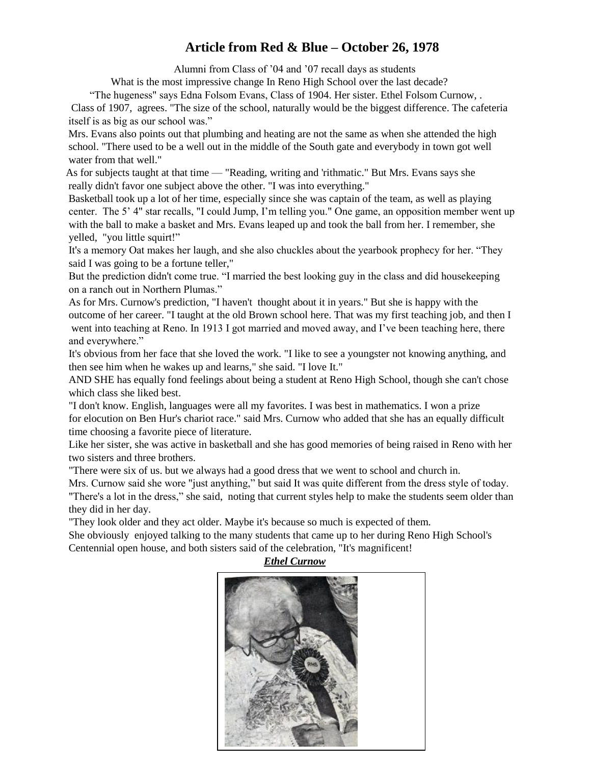## Article from Red & Blue – October 26, 1978

Alumni from Class of '04 and '07 recall days as students

What is the most impressive change In Reno High School over the last decade?

"The hugeness" says Edna Folsom Evans, Class of 1904. Her sister. Ethel Folsom Curnow, . Class of 1907, agrees. "The size of the school, naturally would be the biggest difference. The cafeteria itself is as big as our school was."

Mrs. Evans also points out that plumbing and heating are not the same as when she attended the high school. "There used to be a well out in the middle of the South gate and everybody in town got well water from that well."

As for subjects taught at that time — "Reading, writing and 'rithmatic." But Mrs. Evans says she really didn't favor one subject above the other. "I was into everything."

Basketball took up a lot of her time, especially since she was captain of the team, as well as playing center. The 5' 4" star recalls, "I could Jump, I'm telling you." One game, an opposition member went up with the ball to make a basket and Mrs. Evans leaped up and took the ball from her. I remember, she yelled, "you little squirt!"

It's a memory Oat makes her laugh, and she also chuckles about the yearbook prophecy for her. "They said I was going to be a fortune teller,"

But the prediction didn't come true. "I married the best looking guy in the class and did housekeeping on a ranch out in Northern Plumas."

As for Mrs. Curnow's prediction, "I haven't thought about it in years." But she is happy with the outcome of her career. "I taught at the old Brown school here. That was my first teaching job, and then I went into teaching at Reno. In 1913 I got married and moved away, and I've been teaching here, there and everywhere."

It's obvious from her face that she loved the work. "I like to see a youngster not knowing anything, and then see him when he wakes up and learns," she said. "I love It."

AND SHE has equally fond feelings about being a student at Reno High School, though she can't chose which class she liked best.

"I don't know. English, languages were all my favorites. I was best in mathematics. I won a prize for elocution on Ben Hur's chariot race." said Mrs. Curnow who added that she has an equally difficult time choosing a favorite piece of literature.

Like her sister, she was active in basketball and she has good memories of being raised in Reno with her two sisters and three brothers.

"There were six of us. but we always had a good dress that we went to school and church in.

Mrs. Curnow said she wore "just anything," but said It was quite different from the dress style of today. "There's a lot in the dress," she said, noting that current styles help to make the students seem older than they did in her day.

"They look older and they act older. Maybe it's because so much is expected of them.

She obviously enjoyed talking to the many students that came up to her during Reno High School's Centennial open house, and both sisters said of the celebration, "It's magnificent!

***Ethel Curnow***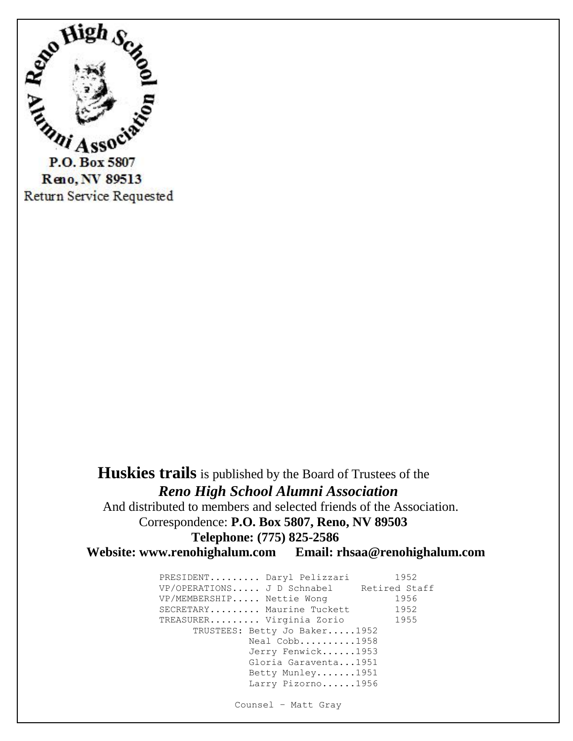Reno High School Alumni Association

P.O. Box 5807
Reno, NV 89513
Return Service Requested

**Huskies trails** is published by the Board of Trustees of the
***Reno High School Alumni Association***
And distributed to members and selected friends of the Association.
Correspondence: **P.O. Box 5807, Reno, NV 89503**
**Telephone: (775) 825-2586**
**Website: www.renohighalum.com** **Email: rhsaa@renohighalum.com**

```
PRESIDENT......... Daryl Pelizzari        1952
VP/OPERATIONS..... J D Schnabel     Retired Staff
VP/MEMBERSHIP..... Nettie Wong            1956
SECRETARY......... Maurine Tuckett        1952
TREASURER......... Virginia Zorio         1955
      TRUSTEES: Betty Jo Baker.....1952
                Neal Cobb..........1958
                Jerry Fenwick......1953
                Gloria Garaventa...1951
                Betty Munley.......1951
                Larry Pizorno......1956

            Counsel – Matt Gray
```